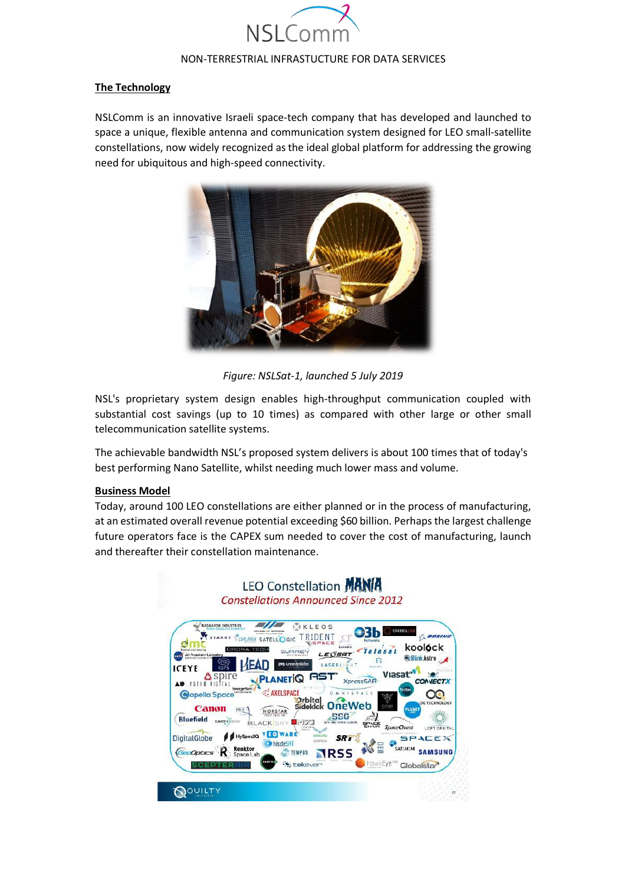NSLComm

NON-TERRESTRIAL INFRASTRUCTURE FOR DATA SERVICES

## The Technology

NSLComm is an innovative Israeli space-tech company that has developed and launched to space a unique, flexible antenna and communication system designed for LEO small-satellite constellations, now widely recognized as the ideal global platform for addressing the growing need for ubiquitous and high-speed connectivity.

*Figure: NSLSat-1, launched 5 July 2019*

NSL's proprietary system design enables high-throughput communication coupled with substantial cost savings (up to 10 times) as compared with other large or other small telecommunication satellite systems.

The achievable bandwidth NSL's proposed system delivers is about 100 times that of today's best performing Nano Satellite, whilst needing much lower mass and volume.

## Business Model

Today, around 100 LEO constellations are either planned or in the process of manufacturing, at an estimated overall revenue potential exceeding $60 billion. Perhaps the largest challenge future operators face is the CAPEX sum needed to cover the cost of manufacturing, launch and thereafter their constellation maintenance.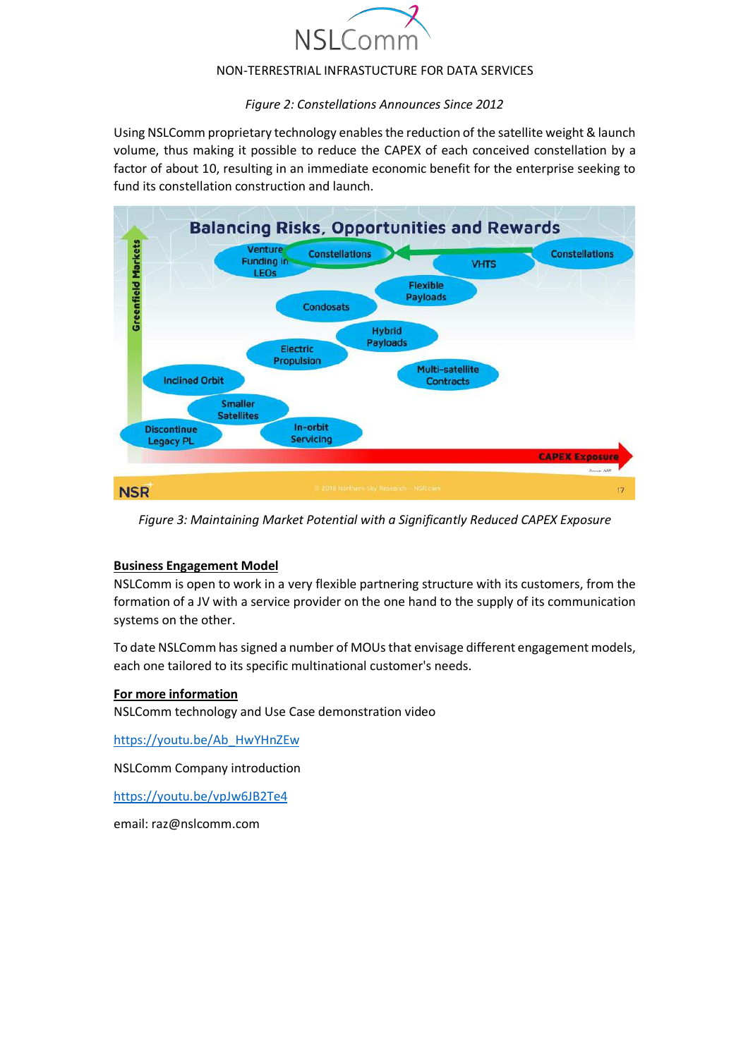*Figure 2: Constellations Announces Since 2012*

Using NSLComm proprietary technology enables the reduction of the satellite weight & launch volume, thus making it possible to reduce the CAPEX of each conceived constellation by a factor of about 10, resulting in an immediate economic benefit for the enterprise seeking to fund its constellation construction and launch.

Balancing Risks, Opportunities and Rewards

Greenfield Markets

Venture Funding in LEOs

Constellations

VHTS

Constellations

Flexible Payloads

Condosats

Hybrid Payloads

Electric Propulsion

Multi-satellite Contracts

Inclined Orbit

Smaller Satellites

Discontinue Legacy PL

In-orbit Servicing

CAPEX Exposure

NSR

© 2018 Northern Sky Research - NSR.com

17

*Figure 3: Maintaining Market Potential with a Significantly Reduced CAPEX Exposure*

**Business Engagement Model**

NSLComm is open to work in a very flexible partnering structure with its customers, from the formation of a JV with a service provider on the one hand to the supply of its communication systems on the other.

To date NSLComm has signed a number of MOUs that envisage different engagement models, each one tailored to its specific multinational customer's needs.

**For more information**

NSLComm technology and Use Case demonstration video

https://youtu.be/Ab_HwYHnZEw

NSLComm Company introduction

https://youtu.be/vpJw6JB2Te4

email: raz@nslcomm.com